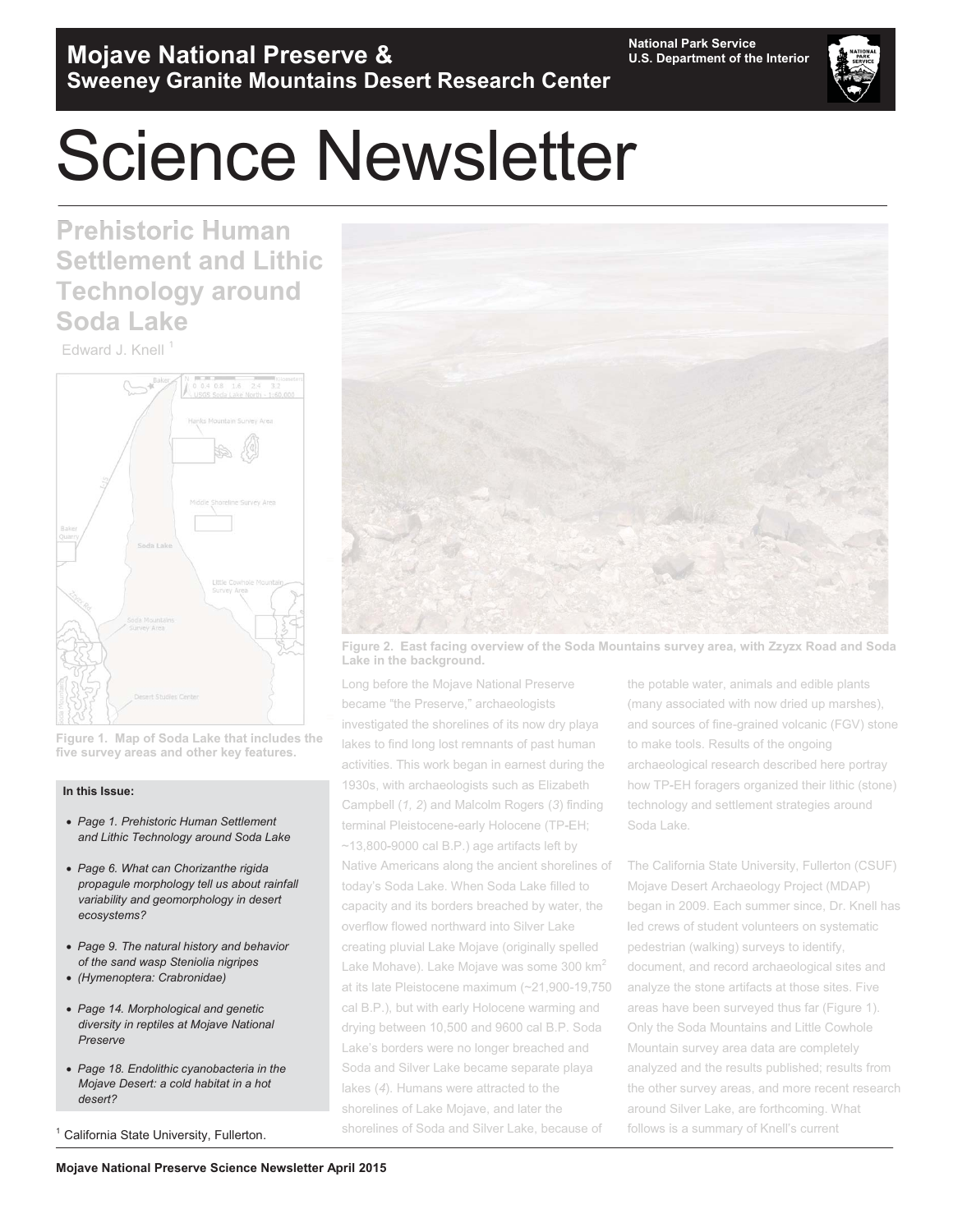# Mojave National Preserve & Sweeney Granite Mountains Desert Research Center

National Park Service
U.S. Department of the Interior

# Science Newsletter

## Prehistoric Human Settlement and Lithic Technology around Soda Lake

Edward J. Knell [1]

**Figure 1. Map of Soda Lake that includes the five survey areas and other key features.**

**In this Issue:**

- *Page 1. Prehistoric Human Settlement and Lithic Technology around Soda Lake*
- *Page 6. What can Chorizanthe rigida propagule morphology tell us about rainfall variability and geomorphology in desert ecosystems?*
- *Page 9. The natural history and behavior of the sand wasp Steniolia nigripes*
- *(Hymenoptera: Crabronidae)*
- *Page 14. Morphological and genetic diversity in reptiles at Mojave National Preserve*
- *Page 18. Endolithic cyanobacteria in the Mojave Desert: a cold habitat in a hot desert?*

[1] California State University, Fullerton.

**Figure 2. East facing overview of the Soda Mountains survey area, with Zzyzx Road and Soda Lake in the background.**

Long before the Mojave National Preserve became "the Preserve," archaeologists investigated the shorelines of its now dry playa lakes to find long lost remnants of past human activities. This work began in earnest during the 1930s, with archaeologists such as Elizabeth Campbell (*1, 2*) and Malcolm Rogers (*3*) finding terminal Pleistocene-early Holocene (TP-EH; ~13,800-9000 cal B.P.) age artifacts left by Native Americans along the ancient shorelines of today's Soda Lake. When Soda Lake filled to capacity and its borders breached by water, the overflow flowed northward into Silver Lake creating pluvial Lake Mojave (originally spelled Lake Mohave). Lake Mojave was some 300 km$^2$ at its late Pleistocene maximum (~21,900-19,750 cal B.P.), but with early Holocene warming and drying between 10,500 and 9600 cal B.P. Soda Lake's borders were no longer breached and Soda and Silver Lake became separate playa lakes (*4*). Humans were attracted to the shorelines of Lake Mojave, and later the shorelines of Soda and Silver Lake, because of the potable water, animals and edible plants (many associated with now dried up marshes), and sources of fine-grained volcanic (FGV) stone to make tools. Results of the ongoing archaeological research described here portray how TP-EH foragers organized their lithic (stone) technology and settlement strategies around Soda Lake.

The California State University, Fullerton (CSUF) Mojave Desert Archaeology Project (MDAP) began in 2009. Each summer since, Dr. Knell has led crews of student volunteers on systematic pedestrian (walking) surveys to identify, document, and record archaeological sites and analyze the stone artifacts at those sites. Five areas have been surveyed thus far (Figure 1). Only the Soda Mountains and Little Cowhole Mountain survey area data are completely analyzed and the results published; results from the other survey areas, and more recent research around Silver Lake, are forthcoming. What follows is a summary of Knell's current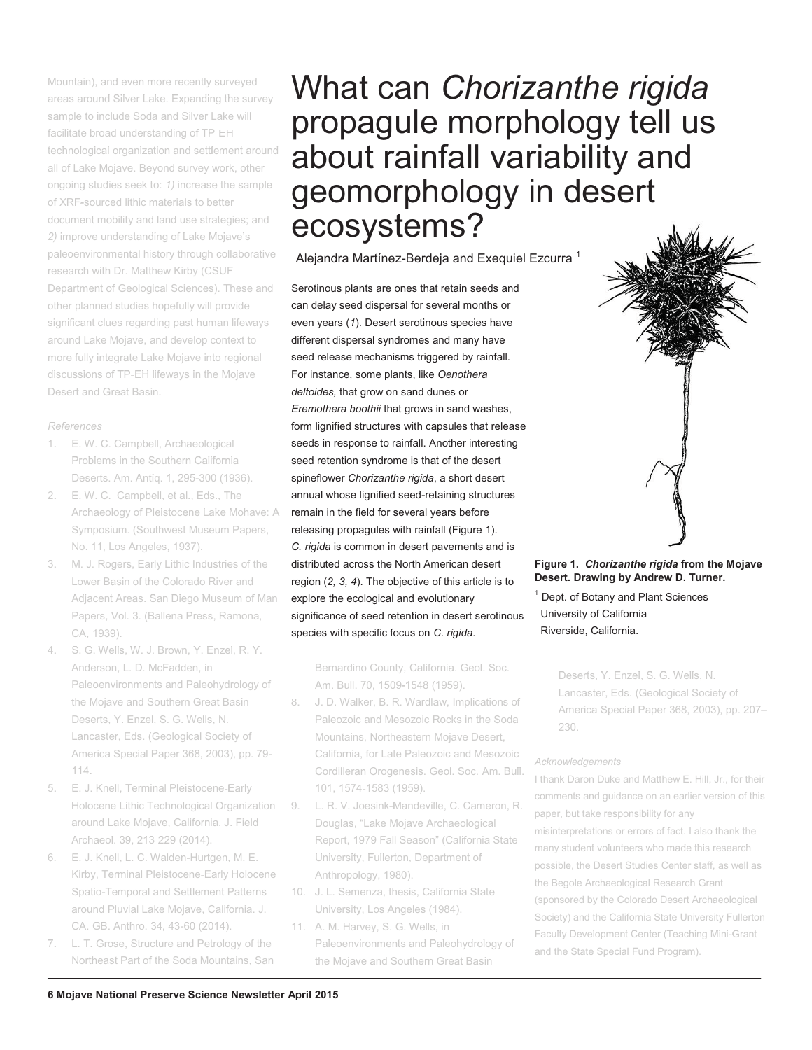Mountain), and even more recently surveyed areas around Silver Lake. Expanding the survey sample to include Soda and Silver Lake will facilitate broad understanding of TP-EH technological organization and settlement around all of Lake Mojave. Beyond survey work, other ongoing studies seek to: *1)* increase the sample of XRF-sourced lithic materials to better document mobility and land use strategies; and *2)* improve understanding of Lake Mojave's paleoenvironmental history through collaborative research with Dr. Matthew Kirby (CSUF Department of Geological Sciences). These and other planned studies hopefully will provide significant clues regarding past human lifeways around Lake Mojave, and develop context to more fully integrate Lake Mojave into regional discussions of TP-EH lifeways in the Mojave Desert and Great Basin.

*References*

1. E. W. C. Campbell, Archaeological Problems in the Southern California Deserts. Am. Antiq. 1, 295-300 (1936).
2. E. W. C. Campbell, et al., Eds., The Archaeology of Pleistocene Lake Mohave: A Symposium. (Southwest Museum Papers, No. 11, Los Angeles, 1937).
3. M. J. Rogers, Early Lithic Industries of the Lower Basin of the Colorado River and Adjacent Areas. San Diego Museum of Man Papers, Vol. 3. (Ballena Press, Ramona, CA, 1939).
4. S. G. Wells, W. J. Brown, Y. Enzel, R. Y. Anderson, L. D. McFadden, in Paleoenvironments and Paleohydrology of the Mojave and Southern Great Basin Deserts, Y. Enzel, S. G. Wells, N. Lancaster, Eds. (Geological Society of America Special Paper 368, 2003), pp. 79-114.
5. E. J. Knell, Terminal Pleistocene-Early Holocene Lithic Technological Organization around Lake Mojave, California. J. Field Archaeol. 39, 213-229 (2014).
6. E. J. Knell, L. C. Walden-Hurtgen, M. E. Kirby, Terminal Pleistocene-Early Holocene Spatio-Temporal and Settlement Patterns around Pluvial Lake Mojave, California. J. CA. GB. Anthro. 34, 43-60 (2014).
7. L. T. Grose, Structure and Petrology of the Northeast Part of the Soda Mountains, San Bernardino County, California. Geol. Soc. Am. Bull. 70, 1509-1548 (1959).
8. J. D. Walker, B. R. Wardlaw, Implications of Paleozoic and Mesozoic Rocks in the Soda Mountains, Northeastern Mojave Desert, California, for Late Paleozoic and Mesozoic Cordilleran Orogenesis. Geol. Soc. Am. Bull. 101, 1574-1583 (1959).
9. L. R. V. Joesink-Mandeville, C. Cameron, R. Douglas, "Lake Mojave Archaeological Report, 1979 Fall Season" (California State University, Fullerton, Department of Anthropology, 1980).
10. J. L. Semenza, thesis, California State University, Los Angeles (1984).
11. A. M. Harvey, S. G. Wells, in Paleoenvironments and Paleohydrology of the Mojave and Southern Great Basin Deserts, Y. Enzel, S. G. Wells, N. Lancaster, Eds. (Geological Society of America Special Paper 368, 2003), pp. 207–230.

*Acknowledgements*

I thank Daron Duke and Matthew E. Hill, Jr., for their comments and guidance on an earlier version of this paper, but take responsibility for any misinterpretations or errors of fact. I also thank the many student volunteers who made this research possible, the Desert Studies Center staff, as well as the Begole Archaeological Research Grant (sponsored by the Colorado Desert Archaeological Society) and the California State University Fullerton Faculty Development Center (Teaching Mini-Grant and the State Special Fund Program).

# What can *Chorizanthe rigida* propagule morphology tell us about rainfall variability and geomorphology in desert ecosystems?

Alejandra Martínez-Berdeja and Exequiel Ezcurra [1]

Serotinous plants are ones that retain seeds and can delay seed dispersal for several months or even years (*1*). Desert serotinous species have different dispersal syndromes and many have seed release mechanisms triggered by rainfall. For instance, some plants, like *Oenothera deltoides,* that grow on sand dunes or *Eremothera boothii* that grows in sand washes, form lignified structures with capsules that release seeds in response to rainfall. Another interesting seed retention syndrome is that of the desert spineflower *Chorizanthe rigida*, a short desert annual whose lignified seed-retaining structures remain in the field for several years before releasing propagules with rainfall (Figure 1). *C. rigida* is common in desert pavements and is distributed across the North American desert region (*2, 3, 4*). The objective of this article is to explore the ecological and evolutionary significance of seed retention in desert serotinous species with specific focus on *C. rigida*.

**Figure 1.** ***Chorizanthe rigida*** **from the Mojave Desert. Drawing by Andrew D. Turner.**

[1] Dept. of Botany and Plant Sciences
University of California
Riverside, California.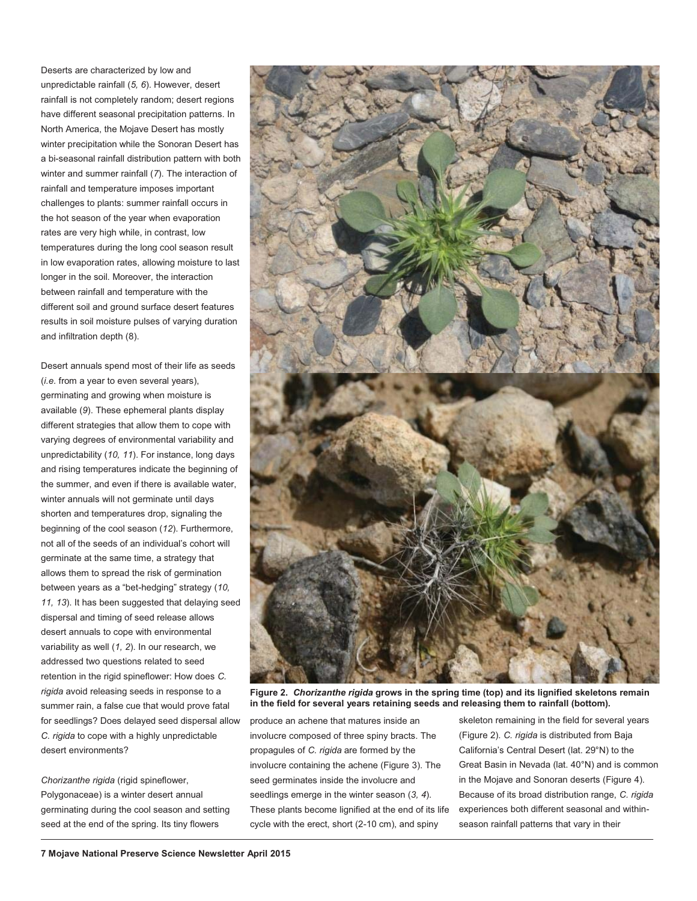Deserts are characterized by low and unpredictable rainfall (*5, 6*). However, desert rainfall is not completely random; desert regions have different seasonal precipitation patterns. In North America, the Mojave Desert has mostly winter precipitation while the Sonoran Desert has a bi-seasonal rainfall distribution pattern with both winter and summer rainfall (*7*). The interaction of rainfall and temperature imposes important challenges to plants: summer rainfall occurs in the hot season of the year when evaporation rates are very high while, in contrast, low temperatures during the long cool season result in low evaporation rates, allowing moisture to last longer in the soil. Moreover, the interaction between rainfall and temperature with the different soil and ground surface desert features results in soil moisture pulses of varying duration and infiltration depth (8).

Desert annuals spend most of their life as seeds (*i.e.* from a year to even several years), germinating and growing when moisture is available (*9*). These ephemeral plants display different strategies that allow them to cope with varying degrees of environmental variability and unpredictability (*10, 11*). For instance, long days and rising temperatures indicate the beginning of the summer, and even if there is available water, winter annuals will not germinate until days shorten and temperatures drop, signaling the beginning of the cool season (*12*). Furthermore, not all of the seeds of an individual's cohort will germinate at the same time, a strategy that allows them to spread the risk of germination between years as a "bet-hedging" strategy (*10, 11, 13*). It has been suggested that delaying seed dispersal and timing of seed release allows desert annuals to cope with environmental variability as well (*1, 2*). In our research, we addressed two questions related to seed retention in the rigid spineflower: How does *C. rigida* avoid releasing seeds in response to a summer rain, a false cue that would prove fatal for seedlings? Does delayed seed dispersal allow *C. rigida* to cope with a highly unpredictable desert environments?

**Figure 2.** ***Chorizanthe rigida*** **grows in the spring time (top) and its lignified skeletons remain in the field for several years retaining seeds and releasing them to rainfall (bottom).**

*Chorizanthe rigida* (rigid spineflower, Polygonaceae) is a winter desert annual germinating during the cool season and setting seed at the end of the spring. Its tiny flowers produce an achene that matures inside an involucre composed of three spiny bracts. The propagules of *C. rigida* are formed by the involucre containing the achene (Figure 3). The seed germinates inside the involucre and seedlings emerge in the winter season (*3, 4*). These plants become lignified at the end of its life cycle with the erect, short (2-10 cm), and spiny skeleton remaining in the field for several years (Figure 2). *C. rigida* is distributed from Baja California's Central Desert (lat. 29°N) to the Great Basin in Nevada (lat. 40°N) and is common in the Mojave and Sonoran deserts (Figure 4). Because of its broad distribution range, *C. rigida* experiences both different seasonal and within-season rainfall patterns that vary in their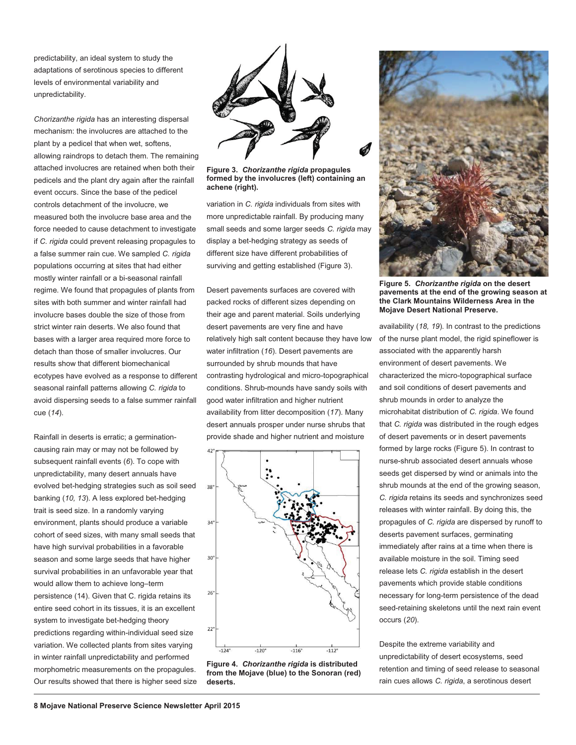predictability, an ideal system to study the adaptations of serotinous species to different levels of environmental variability and unpredictability.

*Chorizanthe rigida* has an interesting dispersal mechanism: the involucres are attached to the plant by a pedicel that when wet, softens, allowing raindrops to detach them. The remaining attached involucres are retained when both their pedicels and the plant dry again after the rainfall event occurs. Since the base of the pedicel controls detachment of the involucre, we measured both the involucre base area and the force needed to cause detachment to investigate if *C. rigida* could prevent releasing propagules to a false summer rain cue. We sampled *C. rigida* populations occurring at sites that had either mostly winter rainfall or a bi-seasonal rainfall regime. We found that propagules of plants from sites with both summer and winter rainfall had involucre bases double the size of those from strict winter rain deserts. We also found that bases with a larger area required more force to detach than those of smaller involucres. Our results show that different biomechanical ecotypes have evolved as a response to different seasonal rainfall patterns allowing *C. rigida* to avoid dispersing seeds to a false summer rainfall cue (*14*).

Rainfall in deserts is erratic; a germination-causing rain may or may not be followed by subsequent rainfall events (*6*). To cope with unpredictability, many desert annuals have evolved bet-hedging strategies such as soil seed banking (*10, 13*). A less explored bet-hedging trait is seed size. In a randomly varying environment, plants should produce a variable cohort of seed sizes, with many small seeds that have high survival probabilities in a favorable season and some large seeds that have higher survival probabilities in an unfavorable year that would allow them to achieve long–term persistence (14). Given that C. rigida retains its entire seed cohort in its tissues, it is an excellent system to investigate bet-hedging theory predictions regarding within-individual seed size variation. We collected plants from sites varying in winter rainfall unpredictability and performed morphometric measurements on the propagules. Our results showed that there is higher seed size variation in *C. rigida* individuals from sites with more unpredictable rainfall. By producing many small seeds and some larger seeds *C. rigida* may display a bet-hedging strategy as seeds of different size have different probabilities of surviving and getting established (Figure 3).

**Figure 3.** ***Chorizanthe rigida*** **propagules formed by the involucres (left) containing an achene (right).**

Desert pavements surfaces are covered with packed rocks of different sizes depending on their age and parent material. Soils underlying desert pavements are very fine and have relatively high salt content because they have low water infiltration (*16*). Desert pavements are surrounded by shrub mounds that have contrasting hydrological and micro-topographical conditions. Shrub-mounds have sandy soils with good water infiltration and higher nutrient availability from litter decomposition (*17*). Many desert annuals prosper under nurse shrubs that provide shade and higher nutrient and moisture availability (*18, 19*). In contrast to the predictions of the nurse plant model, the rigid spineflower is associated with the apparently harsh environment of desert pavements. We characterized the micro-topographical surface and soil conditions of desert pavements and shrub mounds in order to analyze the microhabitat distribution of *C. rigida*. We found that *C. rigida* was distributed in the rough edges of desert pavements or in desert pavements formed by large rocks (Figure 5). In contrast to nurse-shrub associated desert annuals whose seeds get dispersed by wind or animals into the shrub mounds at the end of the growing season, *C. rigida* retains its seeds and synchronizes seed releases with winter rainfall. By doing this, the propagules of *C. rigida* are dispersed by runoff to deserts pavement surfaces, germinating immediately after rains at a time when there is available moisture in the soil. Timing seed release lets *C. rigida* establish in the desert pavements which provide stable conditions necessary for long-term persistence of the dead seed-retaining skeletons until the next rain event occurs (*20*).

**Figure 4.** ***Chorizanthe rigida*** **is distributed from the Mojave (blue) to the Sonoran (red) deserts.**

**Figure 5.** ***Chorizanthe rigida*** **on the desert pavements at the end of the growing season at the Clark Mountains Wilderness Area in the Mojave Desert National Preserve.**

Despite the extreme variability and unpredictability of desert ecosystems, seed retention and timing of seed release to seasonal rain cues allows *C. rigida*, a serotinous desert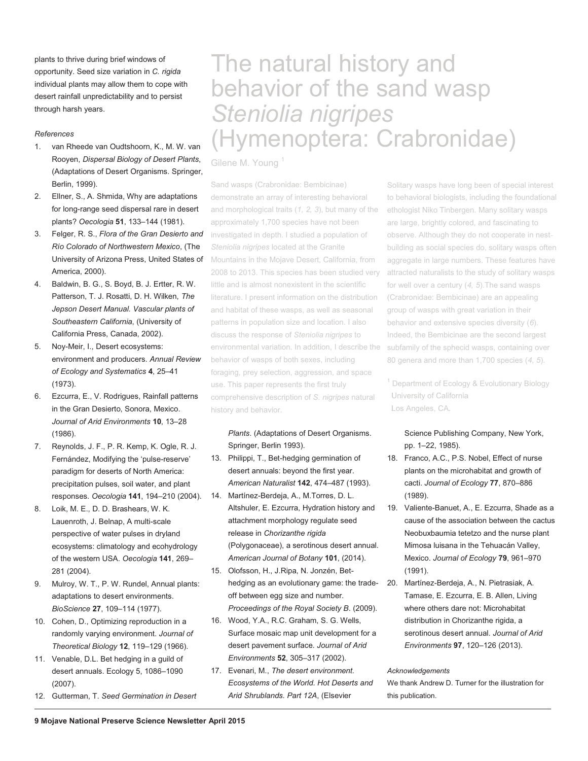plants to thrive during brief windows of opportunity. Seed size variation in *C. rigida* individual plants may allow them to cope with desert rainfall unpredictability and to persist through harsh years.

*References*

1. van Rheede van Oudtshoorn, K., M. W. van Rooyen, *Dispersal Biology of Desert Plants*, (Adaptations of Desert Organisms. Springer, Berlin, 1999).
2. Ellner, S., A. Shmida, Why are adaptations for long-range seed dispersal rare in desert plants? *Oecologia* **51**, 133–144 (1981).
3. Felger, R. S., *Flora of the Gran Desierto and Río Colorado of Northwestern Mexico*, (The University of Arizona Press, United States of America, 2000).
4. Baldwin, B. G., S. Boyd, B. J. Ertter, R. W. Patterson, T. J. Rosatti, D. H. Wilken, *The Jepson Desert Manual. Vascular plants of Southeastern California*, (University of California Press, Canada, 2002).
5. Noy-Meir, I., Desert ecosystems: environment and producers. *Annual Review of Ecology and Systematics* **4**, 25–41 (1973).
6. Ezcurra, E., V. Rodrigues, Rainfall patterns in the Gran Desierto, Sonora, Mexico. *Journal of Arid Environments* **10**, 13–28 (1986).
7. Reynolds, J. F., P. R. Kemp, K. Ogle, R. J. Fernández, Modifying the 'pulse-reserve' paradigm for deserts of North America: precipitation pulses, soil water, and plant responses. *Oecologia* **141**, 194–210 (2004).
8. Loik, M. E., D. D. Brashears, W. K. Lauenroth, J. Belnap, A multi-scale perspective of water pulses in dryland ecosystems: climatology and ecohydrology of the western USA. *Oecologia* **141**, 269–281 (2004).
9. Mulroy, W. T., P. W. Rundel, Annual plants: adaptations to desert environments. *BioScience* **27**, 109–114 (1977).
10. Cohen, D., Optimizing reproduction in a randomly varying environment. *Journal of Theoretical Biology* **12**, 119–129 (1966).
11. Venable, D.L. Bet hedging in a guild of desert annuals. Ecology 5, 1086–1090 (2007).
12. Gutterman, T. *Seed Germination in Desert Plants*. (Adaptations of Desert Organisms. Springer, Berlin 1993).
13. Philippi, T., Bet-hedging germination of desert annuals: beyond the first year. *American Naturalist* **142**, 474–487 (1993).
14. Martínez-Berdeja, A., M.Torres, D. L. Altshuler, E. Ezcurra, Hydration history and attachment morphology regulate seed release in *Chorizanthe rigida* (Polygonaceae), a serotinous desert annual. *American Journal of Botany* **101**, (2014).
15. Olofsson, H., J.Ripa, N. Jonzén, Bet-hedging as an evolutionary game: the trade-off between egg size and number. *Proceedings of the Royal Society B*. (2009).
16. Wood, Y.A., R.C. Graham, S. G. Wells, Surface mosaic map unit development for a desert pavement surface. *Journal of Arid Environments* **52**, 305–317 (2002).
17. Evenari, M., *The desert environment. Ecosystems of the World. Hot Deserts and Arid Shrublands. Part 12A*, (Elsevier Science Publishing Company, New York, pp. 1–22, 1985).
18. Franco, A.C., P.S. Nobel, Effect of nurse plants on the microhabitat and growth of cacti. *Journal of Ecology* **77**, 870–886 (1989).
19. Valiente-Banuet, A., E. Ezcurra, Shade as a cause of the association between the cactus Neobuxbaumia tetetzo and the nurse plant Mimosa luisana in the Tehuacán Valley, Mexico. *Journal of Ecology* **79**, 961–970 (1991).
20. Martínez-Berdeja, A., N. Pietrasiak, A. Tamase, E. Ezcurra, E. B. Allen, Living where others dare not: Microhabitat distribution in Chorizanthe rigida, a serotinous desert annual. *Journal of Arid Environments* **97**, 120–126 (2013).

*Acknowledgements*

We thank Andrew D. Turner for the illustration for this publication.

# The natural history and behavior of the sand wasp *Steniolia nigripes* (Hymenoptera: Crabronidae)

Gilene M. Young [1]

Sand wasps (Crabronidae: Bembicinae) demonstrate an array of interesting behavioral and morphological traits (*1, 2, 3*), but many of the approximately 1,700 species have not been investigated in depth. I studied a population of *Steniolia nigripes* located at the Granite Mountains in the Mojave Desert, California, from 2008 to 2013. This species has been studied very little and is almost nonexistent in the scientific literature. I present information on the distribution and habitat of these wasps, as well as seasonal patterns in population size and location. I also discuss the response of *Steniolia nigripes* to environmental variation. In addition, I describe the behavior of wasps of both sexes, including foraging, prey selection, aggression, and space use. This paper represents the first truly comprehensive description of *S. nigripes* natural history and behavior.

Solitary wasps have long been of special interest to behavioral biologists, including the foundational ethologist Niko Tinbergen. Many solitary wasps are large, brightly colored, and fascinating to observe. Although they do not cooperate in nest-building as social species do, solitary wasps often aggregate in large numbers. These features have attracted naturalists to the study of solitary wasps for well over a century (*4, 5*).The sand wasps (Crabronidae: Bembicinae) are an appealing group of wasps with great variation in their behavior and extensive species diversity (*6*). Indeed, the Bembicinae are the second largest subfamily of the sphecid wasps, containing over 80 genera and more than 1,700 species (*4, 5*).

[1] Department of Ecology & Evolutionary Biology
University of California
Los Angeles, CA.